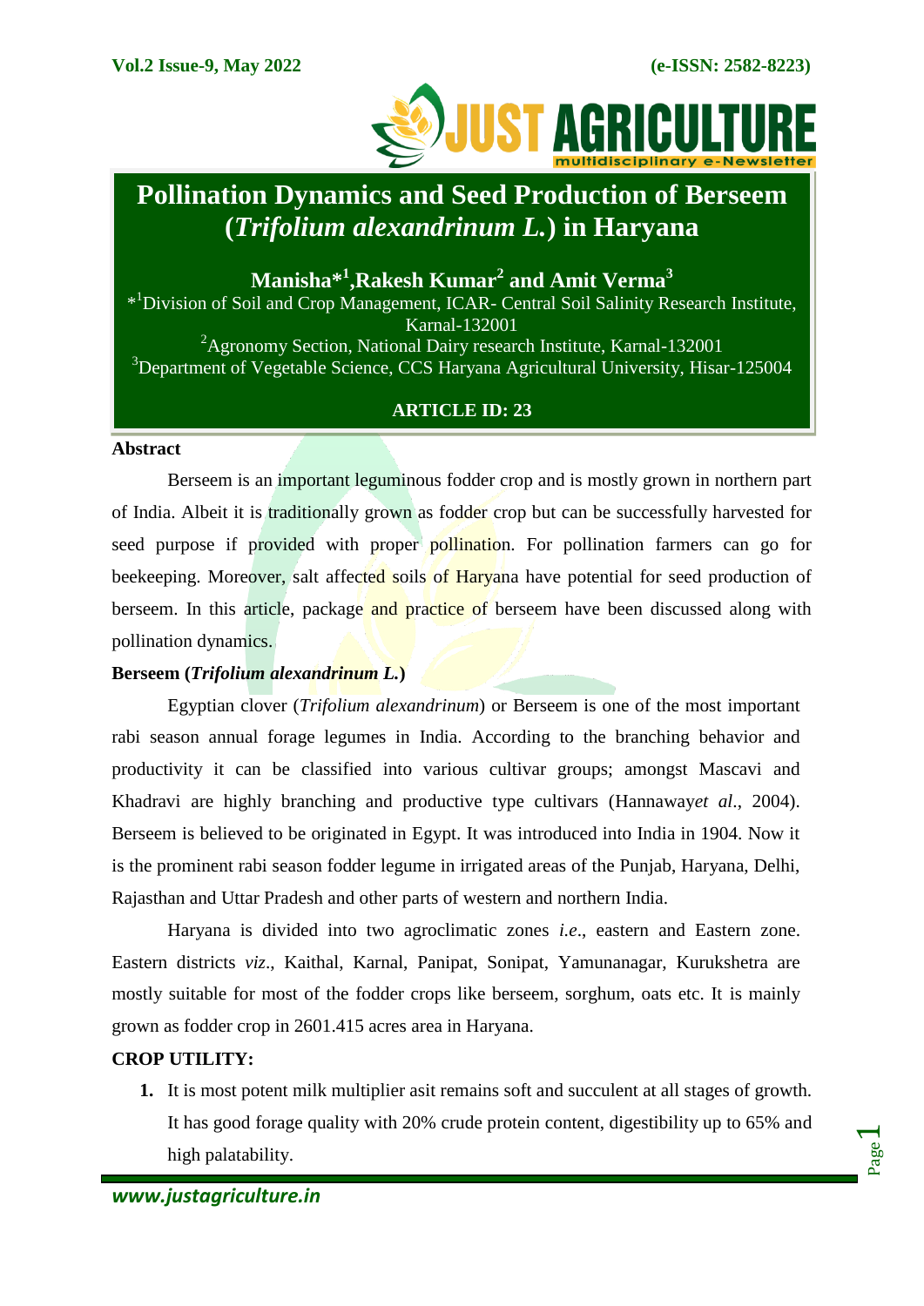# Pollination Dynamics and Seed Production of Berseem (*Trifolium alexandrinum L.*) in Haryana

**Manisha*[1],Rakesh Kumar[2] and Amit Verma[3]**

*[1]Division of Soil and Crop Management, ICAR- Central Soil Salinity Research Institute, Karnal-132001

[2]Agronomy Section, National Dairy research Institute, Karnal-132001

[3]Department of Vegetable Science, CCS Haryana Agricultural University, Hisar-125004

**ARTICLE ID: 23**

## Abstract

Berseem is an important leguminous fodder crop and is mostly grown in northern part of India. Albeit it is traditionally grown as fodder crop but can be successfully harvested for seed purpose if provided with proper pollination. For pollination farmers can go for beekeeping. Moreover, salt affected soils of Haryana have potential for seed production of berseem. In this article, package and practice of berseem have been discussed along with pollination dynamics.

## Berseem (*Trifolium alexandrinum L.*)

Egyptian clover (*Trifolium alexandrinum*) or Berseem is one of the most important rabi season annual forage legumes in India. According to the branching behavior and productivity it can be classified into various cultivar groups; amongst Mascavi and Khadravi are highly branching and productive type cultivars (Hannaway*et al*., 2004). Berseem is believed to be originated in Egypt. It was introduced into India in 1904. Now it is the prominent rabi season fodder legume in irrigated areas of the Punjab, Haryana, Delhi, Rajasthan and Uttar Pradesh and other parts of western and northern India.

Haryana is divided into two agroclimatic zones *i.e*., eastern and Eastern zone. Eastern districts *viz*., Kaithal, Karnal, Panipat, Sonipat, Yamunanagar, Kurukshetra are mostly suitable for most of the fodder crops like berseem, sorghum, oats etc. It is mainly grown as fodder crop in 2601.415 acres area in Haryana.

## CROP UTILITY:

1. It is most potent milk multiplier asit remains soft and succulent at all stages of growth. It has good forage quality with 20% crude protein content, digestibility up to 65% and high palatability.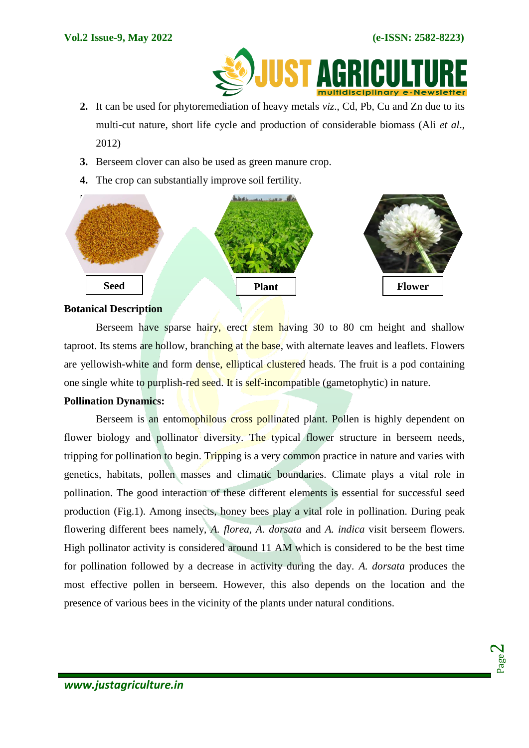2. It can be used for phytoremediation of heavy metals *viz*., Cd, Pb, Cu and Zn due to its multi-cut nature, short life cycle and production of considerable biomass (Ali *et al*., 2012)
3. Berseem clover can also be used as green manure crop.
4. The crop can substantially improve soil fertility.

Seed

Plant

Flower

**Botanical Description**

Berseem have sparse hairy, erect stem having 30 to 80 cm height and shallow taproot. Its stems are hollow, branching at the base, with alternate leaves and leaflets. Flowers are yellowish-white and form dense, elliptical clustered heads. The fruit is a pod containing one single white to purplish-red seed. It is self-incompatible (gametophytic) in nature.

**Pollination Dynamics:**

Berseem is an entomophilous cross pollinated plant. Pollen is highly dependent on flower biology and pollinator diversity. The typical flower structure in berseem needs, tripping for pollination to begin. Tripping is a very common practice in nature and varies with genetics, habitats, pollen masses and climatic boundaries. Climate plays a vital role in pollination. The good interaction of these different elements is essential for successful seed production (Fig.1). Among insects, honey bees play a vital role in pollination. During peak flowering different bees namely, *A. florea*, *A. dorsata* and *A. indica* visit berseem flowers. High pollinator activity is considered around 11 AM which is considered to be the best time for pollination followed by a decrease in activity during the day. *A. dorsata* produces the most effective pollen in berseem. However, this also depends on the location and the presence of various bees in the vicinity of the plants under natural conditions.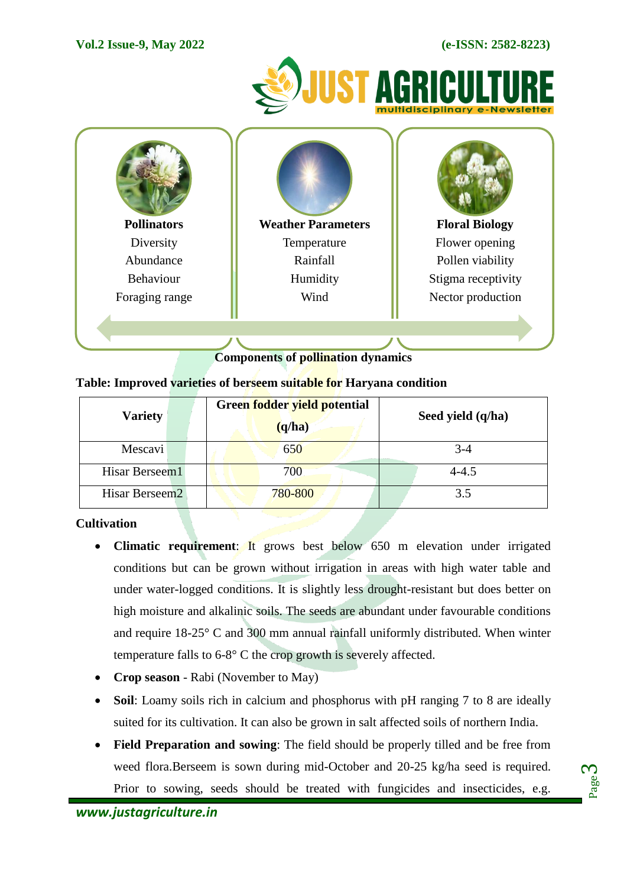**Pollinators**
Diversity
Abundance
Behaviour
Foraging range

**Weather Parameters**
Temperature
Rainfall
Humidity
Wind

**Floral Biology**
Flower opening
Pollen viability
Stigma receptivity
Nector production

**Components of pollination dynamics**

**Table: Improved varieties of berseem suitable for Haryana condition**

| Variety | Green fodder yield potential (q/ha) | Seed yield (q/ha) |
|---|---|---|
| Mescavi | 650 | 3-4 |
| Hisar Berseem1 | 700 | 4-4.5 |
| Hisar Berseem2 | 780-800 | 3.5 |

**Cultivation**

- **Climatic requirement**: It grows best below 650 m elevation under irrigated conditions but can be grown without irrigation in areas with high water table and under water-logged conditions. It is slightly less drought-resistant but does better on high moisture and alkalinic soils. The seeds are abundant under favourable conditions and require 18-25° C and 300 mm annual rainfall uniformly distributed. When winter temperature falls to 6-8° C the crop growth is severely affected.
- **Crop season** - Rabi (November to May)
- **Soil**: Loamy soils rich in calcium and phosphorus with pH ranging 7 to 8 are ideally suited for its cultivation. It can also be grown in salt affected soils of northern India.
- **Field Preparation and sowing**: The field should be properly tilled and be free from weed flora.Berseem is sown during mid-October and 20-25 kg/ha seed is required. Prior to sowing, seeds should be treated with fungicides and insecticides, e.g.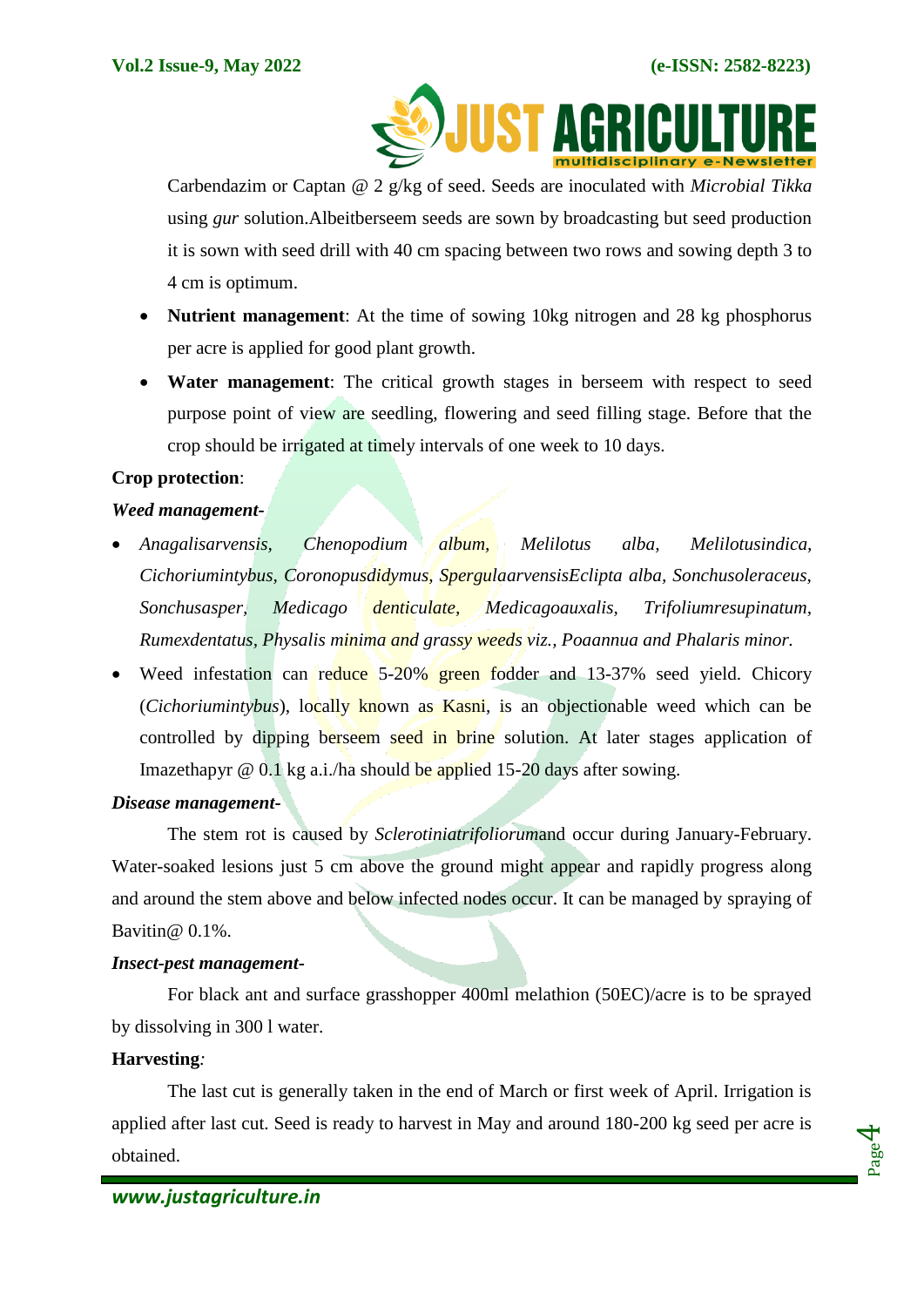Carbendazim or Captan @ 2 g/kg of seed. Seeds are inoculated with *Microbial Tikka* using *gur* solution.Albeitberseem seeds are sown by broadcasting but seed production it is sown with seed drill with 40 cm spacing between two rows and sowing depth 3 to 4 cm is optimum.

- **Nutrient management**: At the time of sowing 10kg nitrogen and 28 kg phosphorus per acre is applied for good plant growth.
- **Water management**: The critical growth stages in berseem with respect to seed purpose point of view are seedling, flowering and seed filling stage. Before that the crop should be irrigated at timely intervals of one week to 10 days.

**Crop protection**:

***Weed management-***

- *Anagalisarvensis, Chenopodium album, Melilotus alba, Melilotusindica, Cichoriumintybus, Coronopusdidymus, SpergulaarvensisEclipta alba, Sonchusoleraceus, Sonchusasper, Medicago denticulate, Medicagoauxalis, Trifoliumresupinatum, Rumexdentatus, Physalis minima and grassy weeds viz., Poaannua and Phalaris minor.*
- Weed infestation can reduce 5-20% green fodder and 13-37% seed yield. Chicory (*Cichoriumintybus*), locally known as Kasni, is an objectionable weed which can be controlled by dipping berseem seed in brine solution. At later stages application of Imazethapyr @ 0.1 kg a.i./ha should be applied 15-20 days after sowing.

***Disease management-***

The stem rot is caused by *Sclerotiniatrifoliorum*and occur during January-February. Water-soaked lesions just 5 cm above the ground might appear and rapidly progress along and around the stem above and below infected nodes occur. It can be managed by spraying of Bavitin@ 0.1%.

***Insect-pest management-***

For black ant and surface grasshopper 400ml melathion (50EC)/acre is to be sprayed by dissolving in 300 l water.

**Harvesting***:*

The last cut is generally taken in the end of March or first week of April. Irrigation is applied after last cut. Seed is ready to harvest in May and around 180-200 kg seed per acre is obtained.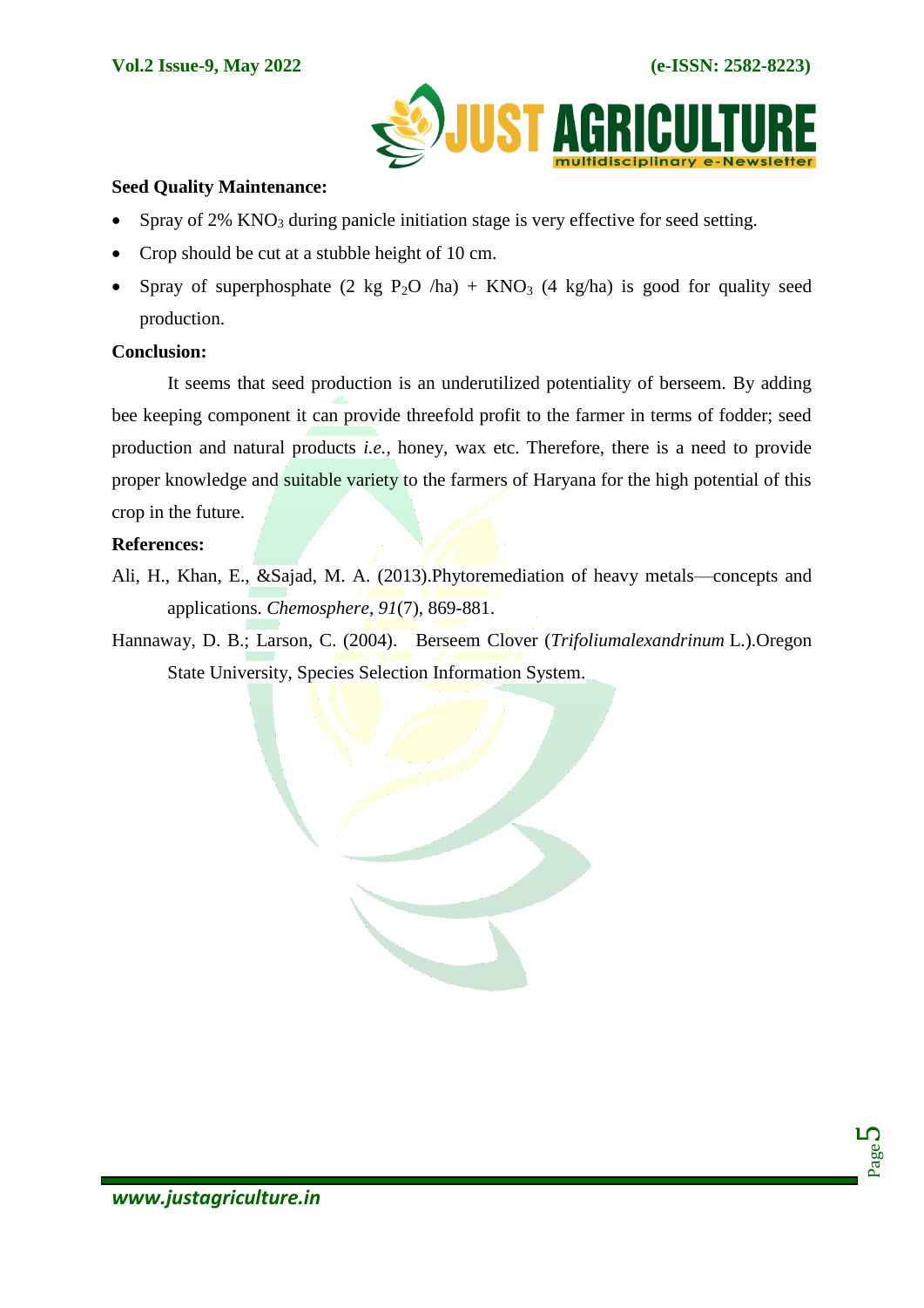**Seed Quality Maintenance:**

- Spray of 2% $KNO_3$ during panicle initiation stage is very effective for seed setting.
- Crop should be cut at a stubble height of 10 cm.
- Spray of superphosphate (2 kg $P_2O$ /ha) + $KNO_3$ (4 kg/ha) is good for quality seed production.

**Conclusion:**

It seems that seed production is an underutilized potentiality of berseem. By adding bee keeping component it can provide threefold profit to the farmer in terms of fodder; seed production and natural products *i.e.,* honey, wax etc. Therefore, there is a need to provide proper knowledge and suitable variety to the farmers of Haryana for the high potential of this crop in the future.

**References:**

Ali, H., Khan, E., &Sajad, M. A. (2013).Phytoremediation of heavy metals—concepts and applications. *Chemosphere*, *91*(7), 869-881.

Hannaway, D. B.; Larson, C. (2004). Berseem Clover (*Trifoliumalexandrinum* L.).Oregon State University, Species Selection Information System.